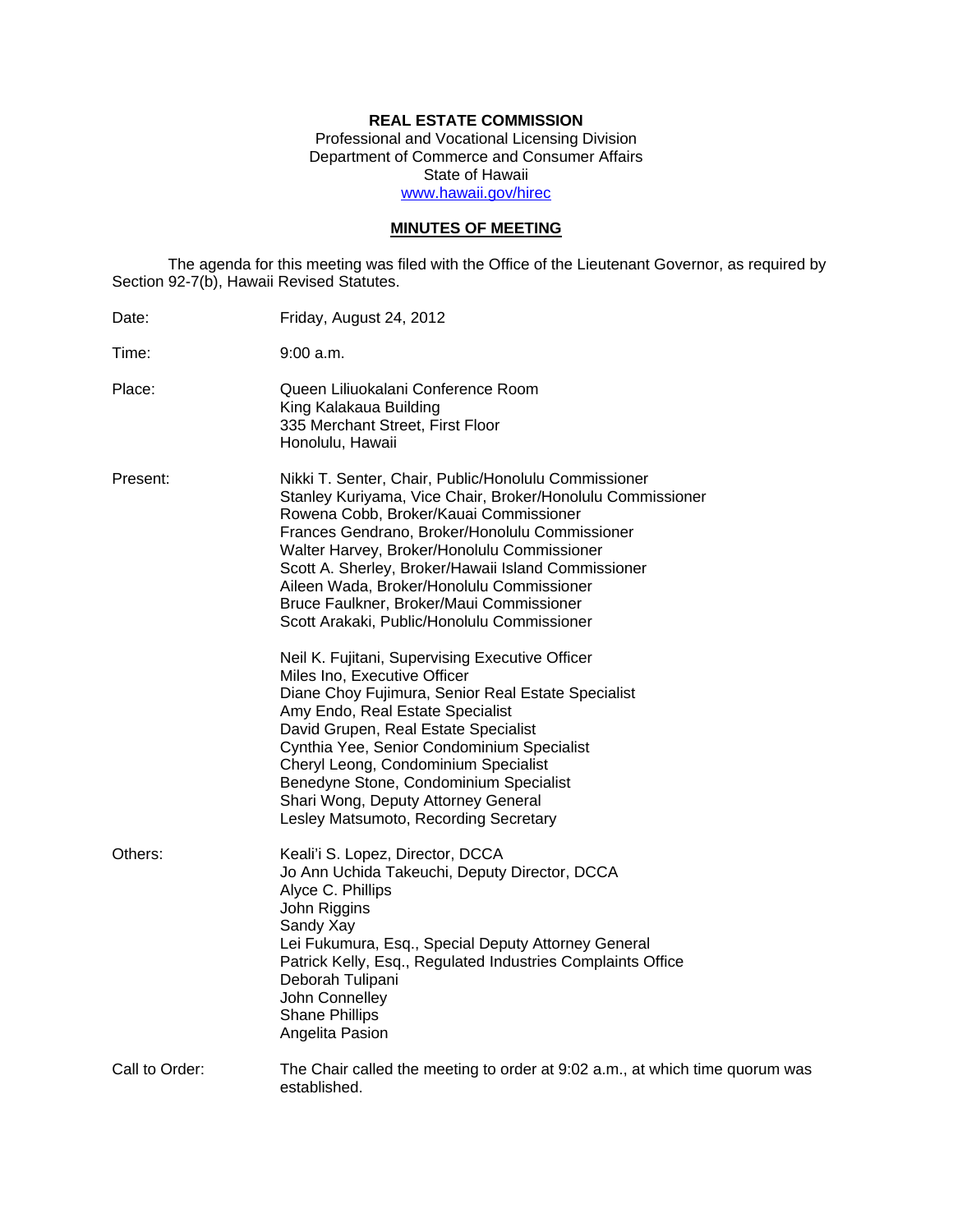**REAL ESTATE COMMISSION**
Professional and Vocational Licensing Division
Department of Commerce and Consumer Affairs
State of Hawaii
www.hawaii.gov/hirec

**MINUTES OF MEETING**

The agenda for this meeting was filed with the Office of the Lieutenant Governor, as required by Section 92-7(b), Hawaii Revised Statutes.

Date: Friday, August 24, 2012

Time: 9:00 a.m.

Place: Queen Liliuokalani Conference Room
King Kalakaua Building
335 Merchant Street, First Floor
Honolulu, Hawaii

Present: Nikki T. Senter, Chair, Public/Honolulu Commissioner
Stanley Kuriyama, Vice Chair, Broker/Honolulu Commissioner
Rowena Cobb, Broker/Kauai Commissioner
Frances Gendrano, Broker/Honolulu Commissioner
Walter Harvey, Broker/Honolulu Commissioner
Scott A. Sherley, Broker/Hawaii Island Commissioner
Aileen Wada, Broker/Honolulu Commissioner
Bruce Faulkner, Broker/Maui Commissioner
Scott Arakaki, Public/Honolulu Commissioner

Neil K. Fujitani, Supervising Executive Officer
Miles Ino, Executive Officer
Diane Choy Fujimura, Senior Real Estate Specialist
Amy Endo, Real Estate Specialist
David Grupen, Real Estate Specialist
Cynthia Yee, Senior Condominium Specialist
Cheryl Leong, Condominium Specialist
Benedyne Stone, Condominium Specialist
Shari Wong, Deputy Attorney General
Lesley Matsumoto, Recording Secretary

Others: Keali'i S. Lopez, Director, DCCA
Jo Ann Uchida Takeuchi, Deputy Director, DCCA
Alyce C. Phillips
John Riggins
Sandy Xay
Lei Fukumura, Esq., Special Deputy Attorney General
Patrick Kelly, Esq., Regulated Industries Complaints Office
Deborah Tulipani
John Connelley
Shane Phillips
Angelita Pasion

Call to Order: The Chair called the meeting to order at 9:02 a.m., at which time quorum was established.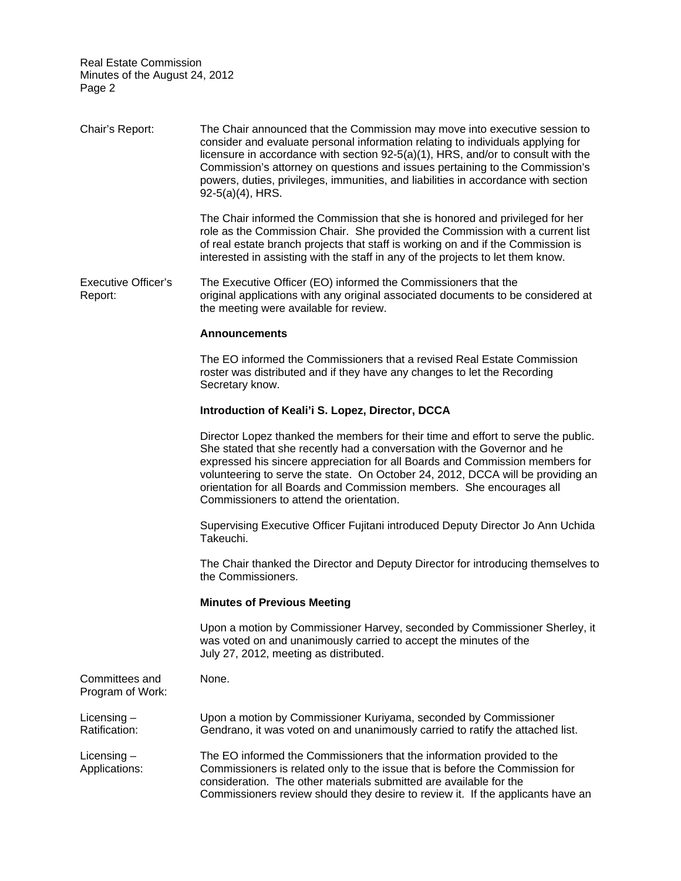**Chair's Report:** The Chair announced that the Commission may move into executive session to consider and evaluate personal information relating to individuals applying for licensure in accordance with section 92-5(a)(1), HRS, and/or to consult with the Commission's attorney on questions and issues pertaining to the Commission's powers, duties, privileges, immunities, and liabilities in accordance with section 92-5(a)(4), HRS.

The Chair informed the Commission that she is honored and privileged for her role as the Commission Chair. She provided the Commission with a current list of real estate branch projects that staff is working on and if the Commission is interested in assisting with the staff in any of the projects to let them know.

**Executive Officer's Report:** The Executive Officer (EO) informed the Commissioners that the original applications with any original associated documents to be considered at the meeting were available for review.

**Announcements**

The EO informed the Commissioners that a revised Real Estate Commission roster was distributed and if they have any changes to let the Recording Secretary know.

**Introduction of Keali'i S. Lopez, Director, DCCA**

Director Lopez thanked the members for their time and effort to serve the public. She stated that she recently had a conversation with the Governor and he expressed his sincere appreciation for all Boards and Commission members for volunteering to serve the state. On October 24, 2012, DCCA will be providing an orientation for all Boards and Commission members. She encourages all Commissioners to attend the orientation.

Supervising Executive Officer Fujitani introduced Deputy Director Jo Ann Uchida Takeuchi.

The Chair thanked the Director and Deputy Director for introducing themselves to the Commissioners.

**Minutes of Previous Meeting**

Upon a motion by Commissioner Harvey, seconded by Commissioner Sherley, it was voted on and unanimously carried to accept the minutes of the July 27, 2012, meeting as distributed.

**Committees and Program of Work:** None.

**Licensing – Ratification:** Upon a motion by Commissioner Kuriyama, seconded by Commissioner Gendrano, it was voted on and unanimously carried to ratify the attached list.

**Licensing – Applications:** The EO informed the Commissioners that the information provided to the Commissioners is related only to the issue that is before the Commission for consideration. The other materials submitted are available for the Commissioners review should they desire to review it. If the applicants have an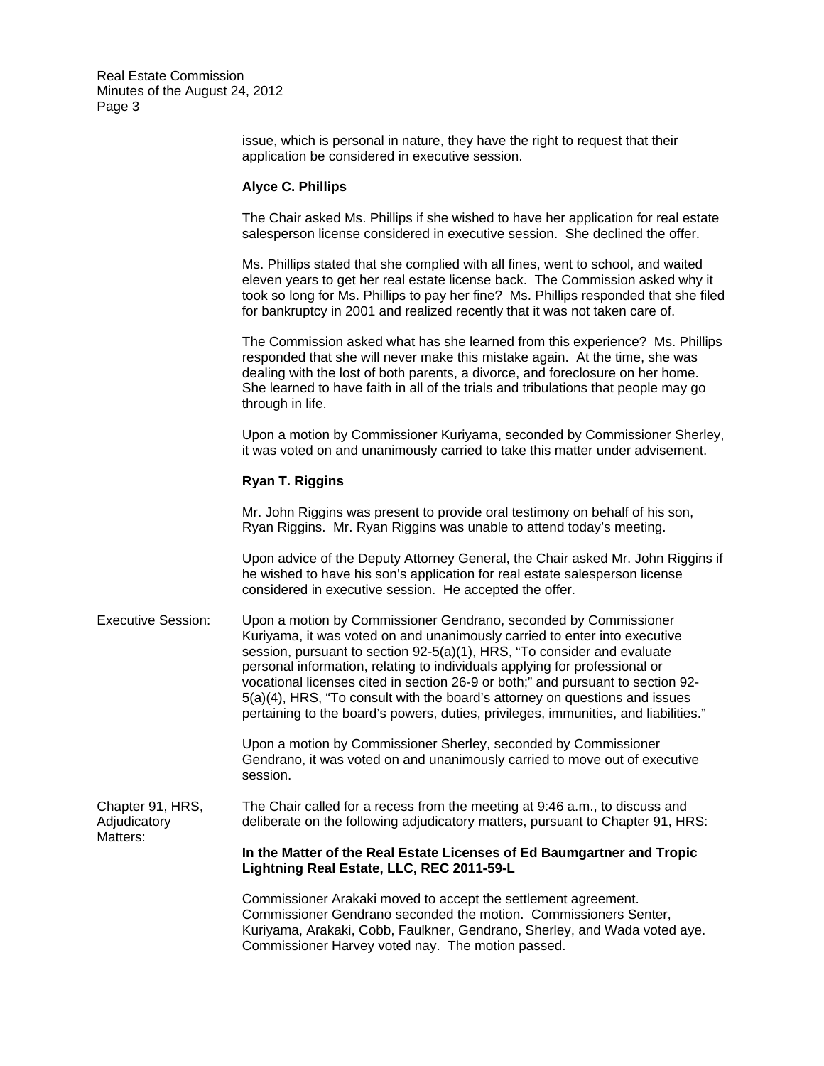issue, which is personal in nature, they have the right to request that their application be considered in executive session.

**Alyce C. Phillips**

The Chair asked Ms. Phillips if she wished to have her application for real estate salesperson license considered in executive session. She declined the offer.

Ms. Phillips stated that she complied with all fines, went to school, and waited eleven years to get her real estate license back. The Commission asked why it took so long for Ms. Phillips to pay her fine? Ms. Phillips responded that she filed for bankruptcy in 2001 and realized recently that it was not taken care of.

The Commission asked what has she learned from this experience? Ms. Phillips responded that she will never make this mistake again. At the time, she was dealing with the lost of both parents, a divorce, and foreclosure on her home. She learned to have faith in all of the trials and tribulations that people may go through in life.

Upon a motion by Commissioner Kuriyama, seconded by Commissioner Sherley, it was voted on and unanimously carried to take this matter under advisement.

**Ryan T. Riggins**

Mr. John Riggins was present to provide oral testimony on behalf of his son, Ryan Riggins. Mr. Ryan Riggins was unable to attend today's meeting.

Upon advice of the Deputy Attorney General, the Chair asked Mr. John Riggins if he wished to have his son's application for real estate salesperson license considered in executive session. He accepted the offer.

Executive Session: Upon a motion by Commissioner Gendrano, seconded by Commissioner Kuriyama, it was voted on and unanimously carried to enter into executive session, pursuant to section 92-5(a)(1), HRS, "To consider and evaluate personal information, relating to individuals applying for professional or vocational licenses cited in section 26-9 or both;" and pursuant to section 92-5(a)(4), HRS, "To consult with the board's attorney on questions and issues pertaining to the board's powers, duties, privileges, immunities, and liabilities."

Upon a motion by Commissioner Sherley, seconded by Commissioner Gendrano, it was voted on and unanimously carried to move out of executive session.

Chapter 91, HRS, Adjudicatory Matters: The Chair called for a recess from the meeting at 9:46 a.m., to discuss and deliberate on the following adjudicatory matters, pursuant to Chapter 91, HRS:

**In the Matter of the Real Estate Licenses of Ed Baumgartner and Tropic Lightning Real Estate, LLC, REC 2011-59-L**

Commissioner Arakaki moved to accept the settlement agreement. Commissioner Gendrano seconded the motion. Commissioners Senter, Kuriyama, Arakaki, Cobb, Faulkner, Gendrano, Sherley, and Wada voted aye. Commissioner Harvey voted nay. The motion passed.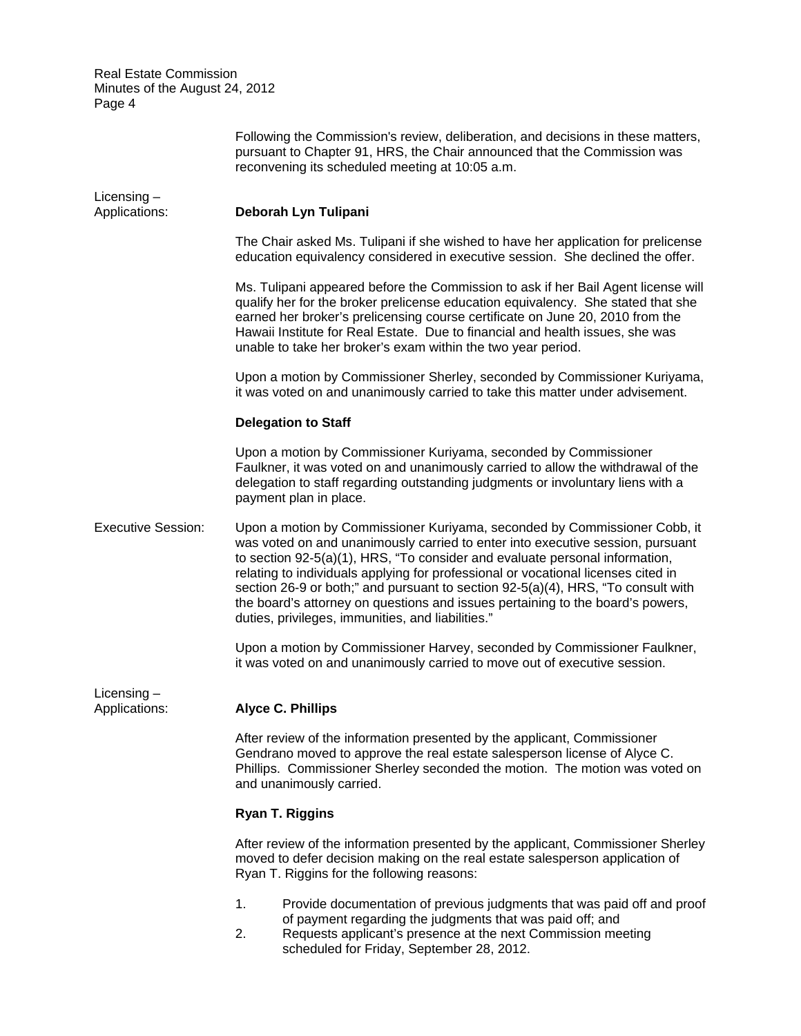Following the Commission's review, deliberation, and decisions in these matters, pursuant to Chapter 91, HRS, the Chair announced that the Commission was reconvening its scheduled meeting at 10:05 a.m.

Licensing – Applications:

**Deborah Lyn Tulipani**

The Chair asked Ms. Tulipani if she wished to have her application for prelicense education equivalency considered in executive session. She declined the offer.

Ms. Tulipani appeared before the Commission to ask if her Bail Agent license will qualify her for the broker prelicense education equivalency. She stated that she earned her broker's prelicensing course certificate on June 20, 2010 from the Hawaii Institute for Real Estate. Due to financial and health issues, she was unable to take her broker's exam within the two year period.

Upon a motion by Commissioner Sherley, seconded by Commissioner Kuriyama, it was voted on and unanimously carried to take this matter under advisement.

**Delegation to Staff**

Upon a motion by Commissioner Kuriyama, seconded by Commissioner Faulkner, it was voted on and unanimously carried to allow the withdrawal of the delegation to staff regarding outstanding judgments or involuntary liens with a payment plan in place.

Executive Session:

Upon a motion by Commissioner Kuriyama, seconded by Commissioner Cobb, it was voted on and unanimously carried to enter into executive session, pursuant to section 92-5(a)(1), HRS, "To consider and evaluate personal information, relating to individuals applying for professional or vocational licenses cited in section 26-9 or both;" and pursuant to section 92-5(a)(4), HRS, "To consult with the board's attorney on questions and issues pertaining to the board's powers, duties, privileges, immunities, and liabilities."

Upon a motion by Commissioner Harvey, seconded by Commissioner Faulkner, it was voted on and unanimously carried to move out of executive session.

Licensing – Applications:

**Alyce C. Phillips**

After review of the information presented by the applicant, Commissioner Gendrano moved to approve the real estate salesperson license of Alyce C. Phillips. Commissioner Sherley seconded the motion. The motion was voted on and unanimously carried.

**Ryan T. Riggins**

After review of the information presented by the applicant, Commissioner Sherley moved to defer decision making on the real estate salesperson application of Ryan T. Riggins for the following reasons:

1. Provide documentation of previous judgments that was paid off and proof of payment regarding the judgments that was paid off; and
2. Requests applicant's presence at the next Commission meeting scheduled for Friday, September 28, 2012.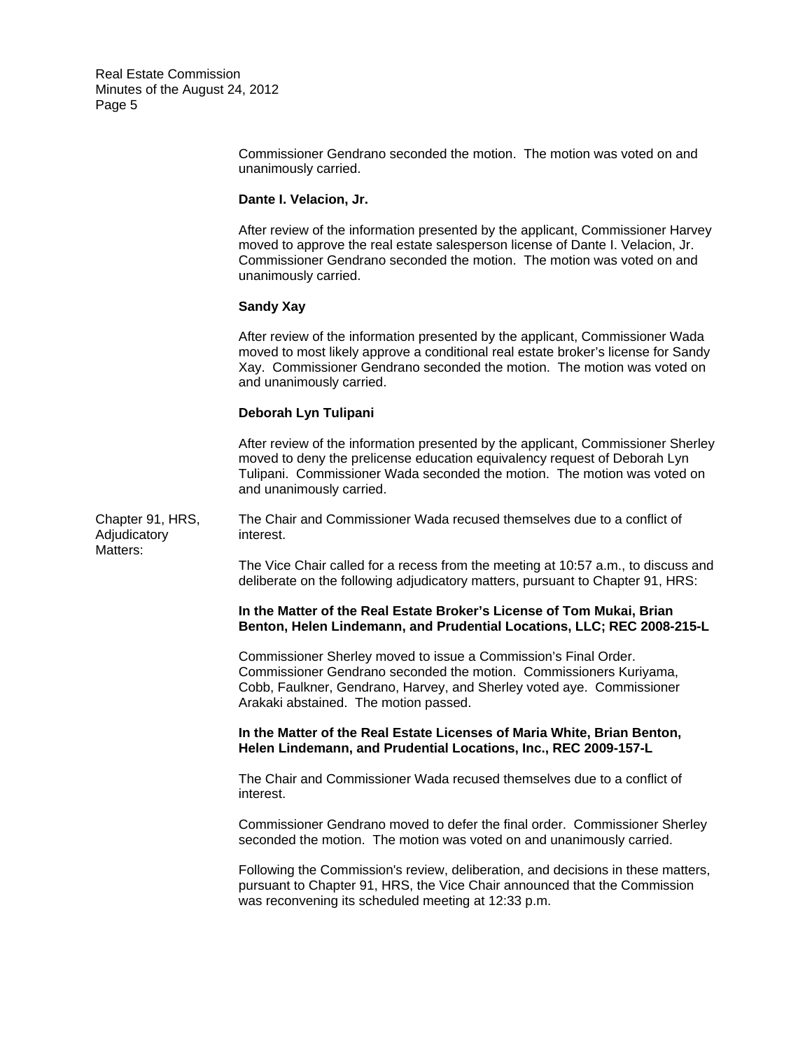Commissioner Gendrano seconded the motion. The motion was voted on and unanimously carried.

**Dante I. Velacion, Jr.**

After review of the information presented by the applicant, Commissioner Harvey moved to approve the real estate salesperson license of Dante I. Velacion, Jr. Commissioner Gendrano seconded the motion. The motion was voted on and unanimously carried.

**Sandy Xay**

After review of the information presented by the applicant, Commissioner Wada moved to most likely approve a conditional real estate broker's license for Sandy Xay. Commissioner Gendrano seconded the motion. The motion was voted on and unanimously carried.

**Deborah Lyn Tulipani**

After review of the information presented by the applicant, Commissioner Sherley moved to deny the prelicense education equivalency request of Deborah Lyn Tulipani. Commissioner Wada seconded the motion. The motion was voted on and unanimously carried.

Chapter 91, HRS, Adjudicatory Matters:

The Chair and Commissioner Wada recused themselves due to a conflict of interest.

The Vice Chair called for a recess from the meeting at 10:57 a.m., to discuss and deliberate on the following adjudicatory matters, pursuant to Chapter 91, HRS:

**In the Matter of the Real Estate Broker's License of Tom Mukai, Brian Benton, Helen Lindemann, and Prudential Locations, LLC; REC 2008-215-L**

Commissioner Sherley moved to issue a Commission's Final Order. Commissioner Gendrano seconded the motion. Commissioners Kuriyama, Cobb, Faulkner, Gendrano, Harvey, and Sherley voted aye. Commissioner Arakaki abstained. The motion passed.

**In the Matter of the Real Estate Licenses of Maria White, Brian Benton, Helen Lindemann, and Prudential Locations, Inc., REC 2009-157-L**

The Chair and Commissioner Wada recused themselves due to a conflict of interest.

Commissioner Gendrano moved to defer the final order. Commissioner Sherley seconded the motion. The motion was voted on and unanimously carried.

Following the Commission's review, deliberation, and decisions in these matters, pursuant to Chapter 91, HRS, the Vice Chair announced that the Commission was reconvening its scheduled meeting at 12:33 p.m.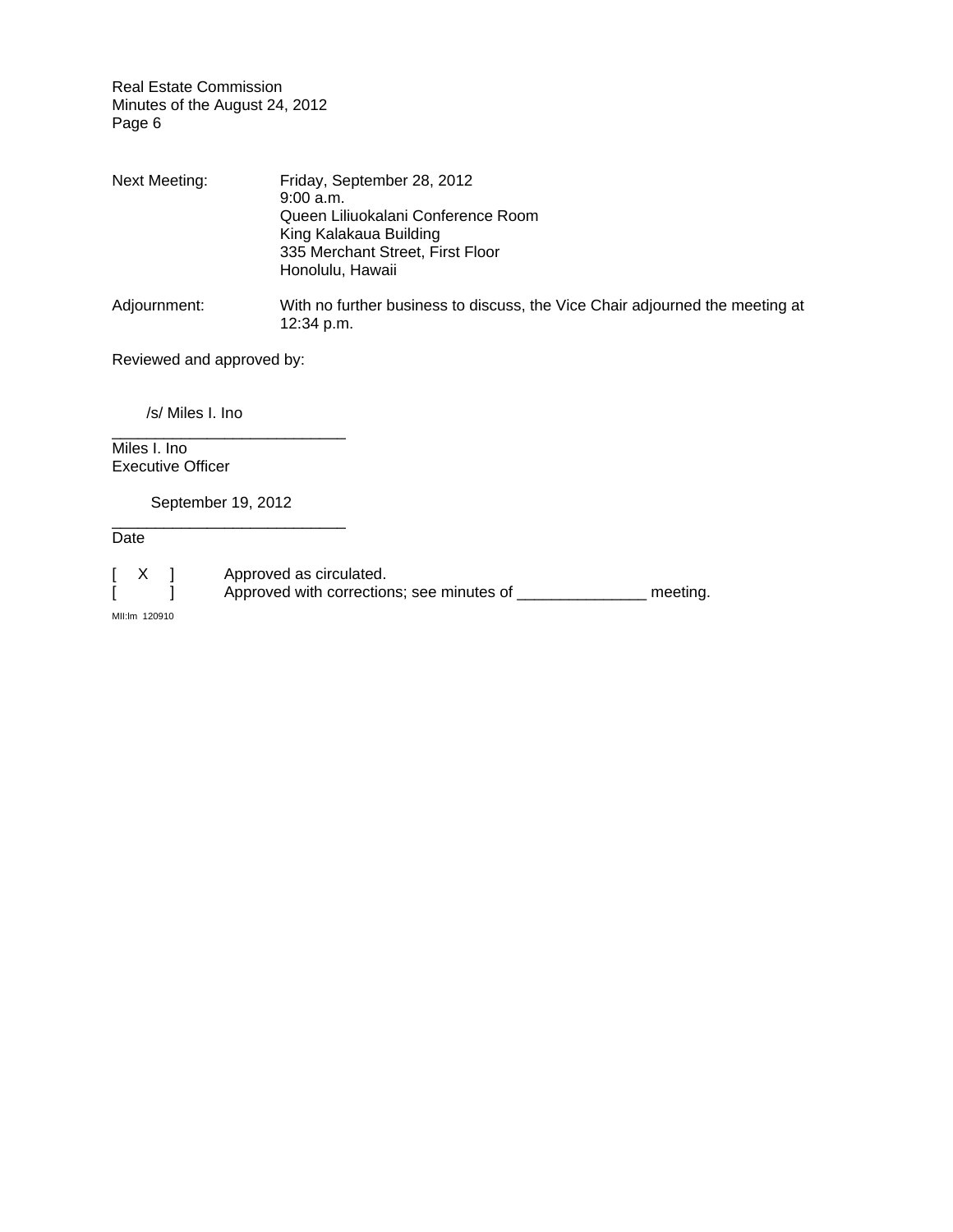Next Meeting: Friday, September 28, 2012
9:00 a.m.
Queen Liliuokalani Conference Room
King Kalakaua Building
335 Merchant Street, First Floor
Honolulu, Hawaii

Adjournment: With no further business to discuss, the Vice Chair adjourned the meeting at 12:34 p.m.

Reviewed and approved by:

/s/ Miles I. Ino
___________________________
Miles I. Ino
Executive Officer

September 19, 2012
___________________________
Date

[ X ] Approved as circulated.
[ ] Approved with corrections; see minutes of _______________ meeting.

MII:lm 120910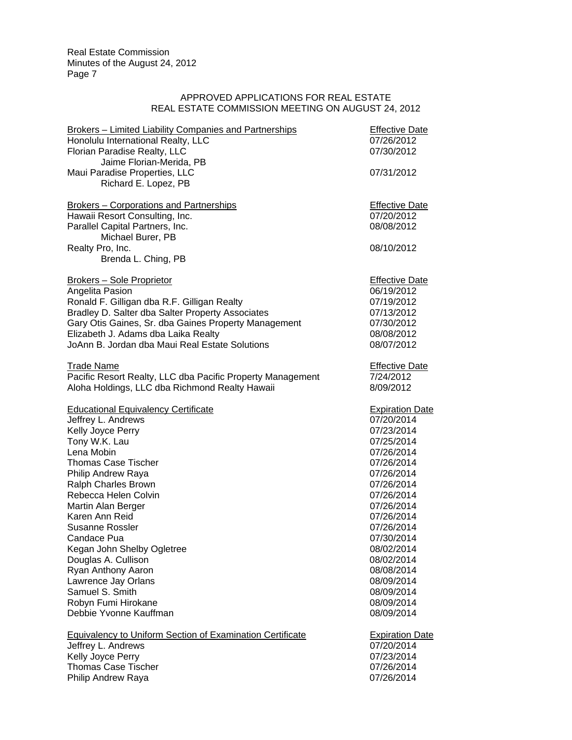APPROVED APPLICATIONS FOR REAL ESTATE
REAL ESTATE COMMISSION MEETING ON AUGUST 24, 2012

| Brokers – Limited Liability Companies and Partnerships | Effective Date |
|---|---|
| Honolulu International Realty, LLC | 07/26/2012 |
| Florian Paradise Realty, LLC | 07/30/2012 |
| Jaime Florian-Merida, PB | |
| Maui Paradise Properties, LLC | 07/31/2012 |
| Richard E. Lopez, PB | |

| Brokers – Corporations and Partnerships | Effective Date |
|---|---|
| Hawaii Resort Consulting, Inc. | 07/20/2012 |
| Parallel Capital Partners, Inc. | 08/08/2012 |
| Michael Burer, PB | |
| Realty Pro, Inc. | 08/10/2012 |
| Brenda L. Ching, PB | |

| Brokers – Sole Proprietor | Effective Date |
|---|---|
| Angelita Pasion | 06/19/2012 |
| Ronald F. Gilligan dba R.F. Gilligan Realty | 07/19/2012 |
| Bradley D. Salter dba Salter Property Associates | 07/13/2012 |
| Gary Otis Gaines, Sr. dba Gaines Property Management | 07/30/2012 |
| Elizabeth J. Adams dba Laika Realty | 08/08/2012 |
| JoAnn B. Jordan dba Maui Real Estate Solutions | 08/07/2012 |

| Trade Name | Effective Date |
|---|---|
| Pacific Resort Realty, LLC dba Pacific Property Management | 7/24/2012 |
| Aloha Holdings, LLC dba Richmond Realty Hawaii | 8/09/2012 |

| Educational Equivalency Certificate | Expiration Date |
|---|---|
| Jeffrey L. Andrews | 07/20/2014 |
| Kelly Joyce Perry | 07/23/2014 |
| Tony W.K. Lau | 07/25/2014 |
| Lena Mobin | 07/26/2014 |
| Thomas Case Tischer | 07/26/2014 |
| Philip Andrew Raya | 07/26/2014 |
| Ralph Charles Brown | 07/26/2014 |
| Rebecca Helen Colvin | 07/26/2014 |
| Martin Alan Berger | 07/26/2014 |
| Karen Ann Reid | 07/26/2014 |
| Susanne Rossler | 07/26/2014 |
| Candace Pua | 07/30/2014 |
| Kegan John Shelby Ogletree | 08/02/2014 |
| Douglas A. Cullison | 08/02/2014 |
| Ryan Anthony Aaron | 08/08/2014 |
| Lawrence Jay Orlans | 08/09/2014 |
| Samuel S. Smith | 08/09/2014 |
| Robyn Fumi Hirokane | 08/09/2014 |
| Debbie Yvonne Kauffman | 08/09/2014 |

| Equivalency to Uniform Section of Examination Certificate | Expiration Date |
|---|---|
| Jeffrey L. Andrews | 07/20/2014 |
| Kelly Joyce Perry | 07/23/2014 |
| Thomas Case Tischer | 07/26/2014 |
| Philip Andrew Raya | 07/26/2014 |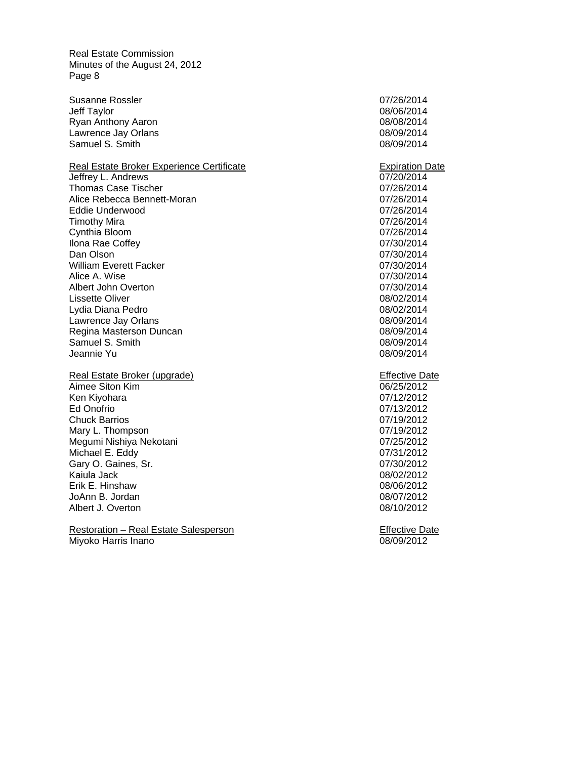| | |
|---|---|
| Susanne Rossler | 07/26/2014 |
| Jeff Taylor | 08/06/2014 |
| Ryan Anthony Aaron | 08/08/2014 |
| Lawrence Jay Orlans | 08/09/2014 |
| Samuel S. Smith | 08/09/2014 |

| Real Estate Broker Experience Certificate | Expiration Date |
|---|---|
| Jeffrey L. Andrews | 07/20/2014 |
| Thomas Case Tischer | 07/26/2014 |
| Alice Rebecca Bennett-Moran | 07/26/2014 |
| Eddie Underwood | 07/26/2014 |
| Timothy Mira | 07/26/2014 |
| Cynthia Bloom | 07/26/2014 |
| Ilona Rae Coffey | 07/30/2014 |
| Dan Olson | 07/30/2014 |
| William Everett Facker | 07/30/2014 |
| Alice A. Wise | 07/30/2014 |
| Albert John Overton | 07/30/2014 |
| Lissette Oliver | 08/02/2014 |
| Lydia Diana Pedro | 08/02/2014 |
| Lawrence Jay Orlans | 08/09/2014 |
| Regina Masterson Duncan | 08/09/2014 |
| Samuel S. Smith | 08/09/2014 |
| Jeannie Yu | 08/09/2014 |

| Real Estate Broker (upgrade) | Effective Date |
|---|---|
| Aimee Siton Kim | 06/25/2012 |
| Ken Kiyohara | 07/12/2012 |
| Ed Onofrio | 07/13/2012 |
| Chuck Barrios | 07/19/2012 |
| Mary L. Thompson | 07/19/2012 |
| Megumi Nishiya Nekotani | 07/25/2012 |
| Michael E. Eddy | 07/31/2012 |
| Gary O. Gaines, Sr. | 07/30/2012 |
| Kaiula Jack | 08/02/2012 |
| Erik E. Hinshaw | 08/06/2012 |
| JoAnn B. Jordan | 08/07/2012 |
| Albert J. Overton | 08/10/2012 |

| Restoration – Real Estate Salesperson | Effective Date |
|---|---|
| Miyoko Harris Inano | 08/09/2012 |